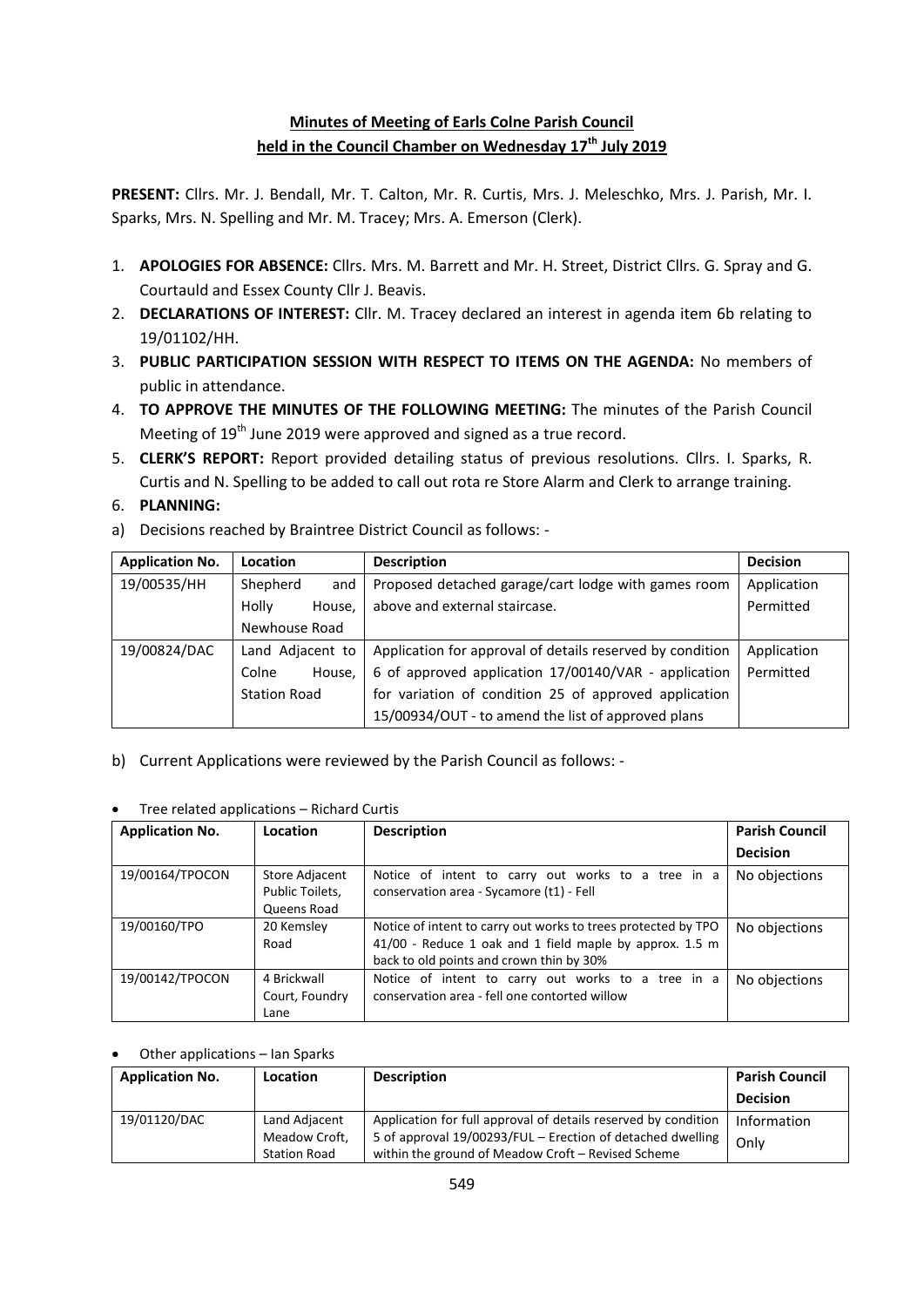# Minutes of Meeting of Earls Colne Parish Council held in the Council Chamber on Wednesday 17th July 2019

**PRESENT:** Cllrs. Mr. J. Bendall, Mr. T. Calton, Mr. R. Curtis, Mrs. J. Meleschko, Mrs. J. Parish, Mr. I. Sparks, Mrs. N. Spelling and Mr. M. Tracey; Mrs. A. Emerson (Clerk).

1. **APOLOGIES FOR ABSENCE:** Cllrs. Mrs. M. Barrett and Mr. H. Street, District Cllrs. G. Spray and G. Courtauld and Essex County Cllr J. Beavis.
2. **DECLARATIONS OF INTEREST:** Cllr. M. Tracey declared an interest in agenda item 6b relating to 19/01102/HH.
3. **PUBLIC PARTICIPATION SESSION WITH RESPECT TO ITEMS ON THE AGENDA:** No members of public in attendance.
4. **TO APPROVE THE MINUTES OF THE FOLLOWING MEETING:** The minutes of the Parish Council Meeting of 19th June 2019 were approved and signed as a true record.
5. **CLERK'S REPORT:** Report provided detailing status of previous resolutions. Cllrs. I. Sparks, R. Curtis and N. Spelling to be added to call out rota re Store Alarm and Clerk to arrange training.
6. **PLANNING:**

a) Decisions reached by Braintree District Council as follows: -

| Application No. | Location | Description | Decision |
|---|---|---|---|
| 19/00535/HH | Shepherd and Holly House, Newhouse Road | Proposed detached garage/cart lodge with games room above and external staircase. | Application Permitted |
| 19/00824/DAC | Land Adjacent to Colne House, Station Road | Application for approval of details reserved by condition 6 of approved application 17/00140/VAR - application for variation of condition 25 of approved application 15/00934/OUT - to amend the list of approved plans | Application Permitted |

b) Current Applications were reviewed by the Parish Council as follows: -

- Tree related applications – Richard Curtis

| Application No. | Location | Description | Parish Council Decision |
|---|---|---|---|
| 19/00164/TPOCON | Store Adjacent Public Toilets, Queens Road | Notice of intent to carry out works to a tree in a conservation area - Sycamore (t1) - Fell | No objections |
| 19/00160/TPO | 20 Kemsley Road | Notice of intent to carry out works to trees protected by TPO 41/00 - Reduce 1 oak and 1 field maple by approx. 1.5 m back to old points and crown thin by 30% | No objections |
| 19/00142/TPOCON | 4 Brickwall Court, Foundry Lane | Notice of intent to carry out works to a tree in a conservation area - fell one contorted willow | No objections |

- Other applications – Ian Sparks

| Application No. | Location | Description | Parish Council Decision |
|---|---|---|---|
| 19/01120/DAC | Land Adjacent Meadow Croft, Station Road | Application for full approval of details reserved by condition 5 of approval 19/00293/FUL – Erection of detached dwelling within the ground of Meadow Croft – Revised Scheme | Information Only |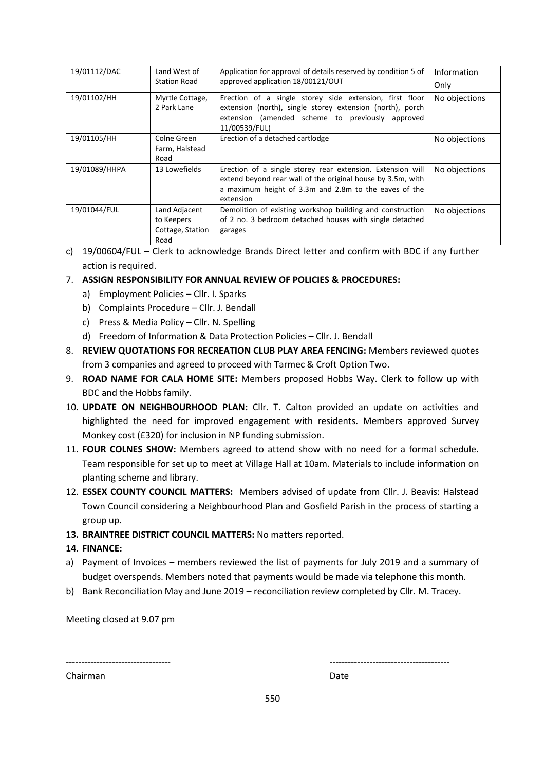| | | | |
|---|---|---|---|
| 19/01112/DAC | Land West of Station Road | Application for approval of details reserved by condition 5 of approved application 18/00121/OUT | Information Only |
| 19/01102/HH | Myrtle Cottage, 2 Park Lane | Erection of a single storey side extension, first floor extension (north), single storey extension (north), porch extension (amended scheme to previously approved 11/00539/FUL) | No objections |
| 19/01105/HH | Colne Green Farm, Halstead Road | Erection of a detached cartlodge | No objections |
| 19/01089/HHPA | 13 Lowefields | Erection of a single storey rear extension. Extension will extend beyond rear wall of the original house by 3.5m, with a maximum height of 3.3m and 2.8m to the eaves of the extension | No objections |
| 19/01044/FUL | Land Adjacent to Keepers Cottage, Station Road | Demolition of existing workshop building and construction of 2 no. 3 bedroom detached houses with single detached garages | No objections |

c) 19/00604/FUL – Clerk to acknowledge Brands Direct letter and confirm with BDC if any further action is required.

7. **ASSIGN RESPONSIBILITY FOR ANNUAL REVIEW OF POLICIES & PROCEDURES:**
   a) Employment Policies – Cllr. I. Sparks
   b) Complaints Procedure – Cllr. J. Bendall
   c) Press & Media Policy – Cllr. N. Spelling
   d) Freedom of Information & Data Protection Policies – Cllr. J. Bendall
8. **REVIEW QUOTATIONS FOR RECREATION CLUB PLAY AREA FENCING:** Members reviewed quotes from 3 companies and agreed to proceed with Tarmec & Croft Option Two.
9. **ROAD NAME FOR CALA HOME SITE:** Members proposed Hobbs Way. Clerk to follow up with BDC and the Hobbs family.
10. **UPDATE ON NEIGHBOURHOOD PLAN:** Cllr. T. Calton provided an update on activities and highlighted the need for improved engagement with residents. Members approved Survey Monkey cost (£320) for inclusion in NP funding submission.
11. **FOUR COLNES SHOW:** Members agreed to attend show with no need for a formal schedule. Team responsible for set up to meet at Village Hall at 10am. Materials to include information on planting scheme and library.
12. **ESSEX COUNTY COUNCIL MATTERS:** Members advised of update from Cllr. J. Beavis: Halstead Town Council considering a Neighbourhood Plan and Gosfield Parish in the process of starting a group up.
13. **BRAINTREE DISTRICT COUNCIL MATTERS:** No matters reported.
14. **FINANCE:**

a) Payment of Invoices – members reviewed the list of payments for July 2019 and a summary of budget overspends. Members noted that payments would be made via telephone this month.
b) Bank Reconciliation May and June 2019 – reconciliation review completed by Cllr. M. Tracey.

Meeting closed at 9.07 pm

---------------------------------- ---------------------------------------

Chairman Date